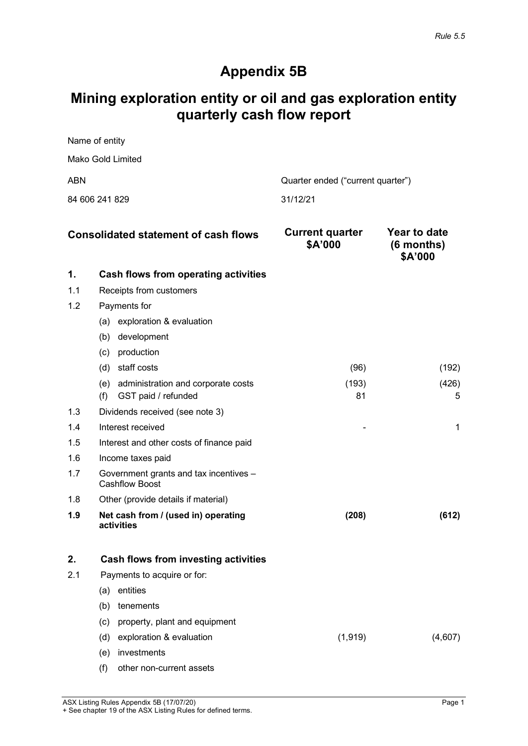*Rule 5.5*

# Appendix 5B

# Mining exploration entity or oil and gas exploration entity quarterly cash flow report

Name of entity

Mako Gold Limited

| ABN | Quarter ended ("current quarter") |
|---|---|
| 84 606 241 829 | 31/12/21 |

| | Consolidated statement of cash flows | Current quarter $A'000 | Year to date (6 months) $A'000 |
|---|---|---|---|
| **1.** | **Cash flows from operating activities** | | |
| 1.1 | Receipts from customers | | |
| 1.2 | Payments for | | |
| | (a) exploration & evaluation | | |
| | (b) development | | |
| | (c) production | | |
| | (d) staff costs | (96) | (192) |
| | (e) administration and corporate costs | (193) | (426) |
| | (f) GST paid / refunded | 81 | 5 |
| 1.3 | Dividends received (see note 3) | | |
| 1.4 | Interest received | - | 1 |
| 1.5 | Interest and other costs of finance paid | | |
| 1.6 | Income taxes paid | | |
| 1.7 | Government grants and tax incentives – Cashflow Boost | | |
| 1.8 | Other (provide details if material) | | |
| **1.9** | **Net cash from / (used in) operating activities** | **(208)** | **(612)** |
| | | | |
| **2.** | **Cash flows from investing activities** | | |
| 2.1 | Payments to acquire or for: | | |
| | (a) entities | | |
| | (b) tenements | | |
| | (c) property, plant and equipment | | |
| | (d) exploration & evaluation | (1,919) | (4,607) |
| | (e) investments | | |
| | (f) other non-current assets | | |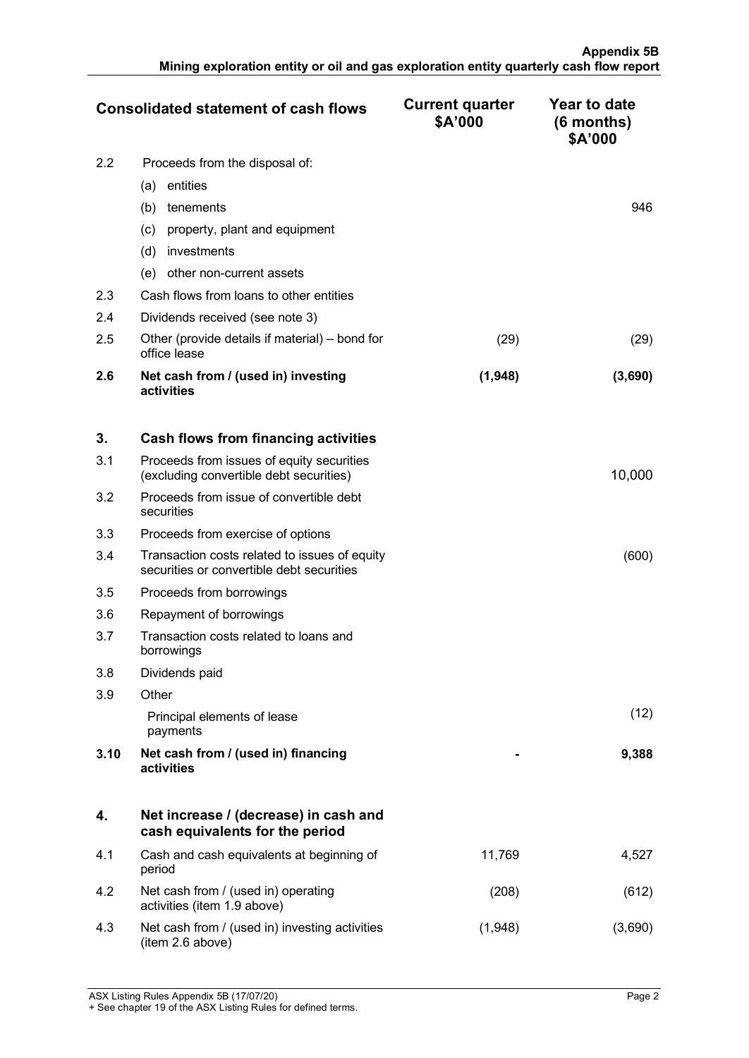| | Consolidated statement of cash flows | Current quarter $A'000 | Year to date (6 months) $A'000 |
|---|---|---|---|
| 2.2 | Proceeds from the disposal of: | | |
| | (a) entities | | |
| | (b) tenements | | 946 |
| | (c) property, plant and equipment | | |
| | (d) investments | | |
| | (e) other non-current assets | | |
| 2.3 | Cash flows from loans to other entities | | |
| 2.4 | Dividends received (see note 3) | | |
| 2.5 | Other (provide details if material) – bond for office lease | (29) | (29) |
| **2.6** | **Net cash from / (used in) investing activities** | **(1,948)** | **(3,690)** |
| | | | |
| **3.** | **Cash flows from financing activities** | | |
| 3.1 | Proceeds from issues of equity securities (excluding convertible debt securities) | | 10,000 |
| 3.2 | Proceeds from issue of convertible debt securities | | |
| 3.3 | Proceeds from exercise of options | | |
| 3.4 | Transaction costs related to issues of equity securities or convertible debt securities | | (600) |
| 3.5 | Proceeds from borrowings | | |
| 3.6 | Repayment of borrowings | | |
| 3.7 | Transaction costs related to loans and borrowings | | |
| 3.8 | Dividends paid | | |
| 3.9 | Other | | |
| | Principal elements of lease payments | | (12) |
| **3.10** | **Net cash from / (used in) financing activities** | **-** | **9,388** |
| | | | |
| **4.** | **Net increase / (decrease) in cash and cash equivalents for the period** | | |
| 4.1 | Cash and cash equivalents at beginning of period | 11,769 | 4,527 |
| 4.2 | Net cash from / (used in) operating activities (item 1.9 above) | (208) | (612) |
| 4.3 | Net cash from / (used in) investing activities (item 2.6 above) | (1,948) | (3,690) |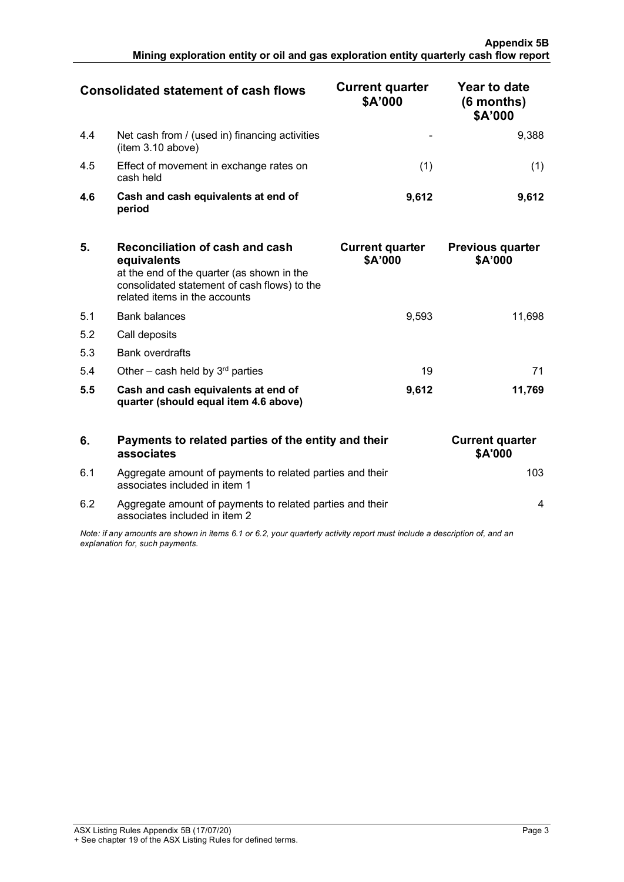| | Consolidated statement of cash flows | Current quarter $A'000 | Year to date (6 months) $A'000 |
|---|---|---|---|
| 4.4 | Net cash from / (used in) financing activities (item 3.10 above) | - | 9,388 |
| 4.5 | Effect of movement in exchange rates on cash held | (1) | (1) |
| **4.6** | **Cash and cash equivalents at end of period** | **9,612** | **9,612** |

| **5.** | **Reconciliation of cash and cash equivalents** at the end of the quarter (as shown in the consolidated statement of cash flows) to the related items in the accounts | **Current quarter $A'000** | **Previous quarter $A'000** |
|---|---|---|---|
| 5.1 | Bank balances | 9,593 | 11,698 |
| 5.2 | Call deposits | | |
| 5.3 | Bank overdrafts | | |
| 5.4 | Other – cash held by 3rd parties | 19 | 71 |
| **5.5** | **Cash and cash equivalents at end of quarter (should equal item 4.6 above)** | **9,612** | **11,769** |

| **6.** | **Payments to related parties of the entity and their associates** | **Current quarter $A'000** |
|---|---|---|
| 6.1 | Aggregate amount of payments to related parties and their associates included in item 1 | 103 |
| 6.2 | Aggregate amount of payments to related parties and their associates included in item 2 | 4 |

*Note: if any amounts are shown in items 6.1 or 6.2, your quarterly activity report must include a description of, and an explanation for, such payments.*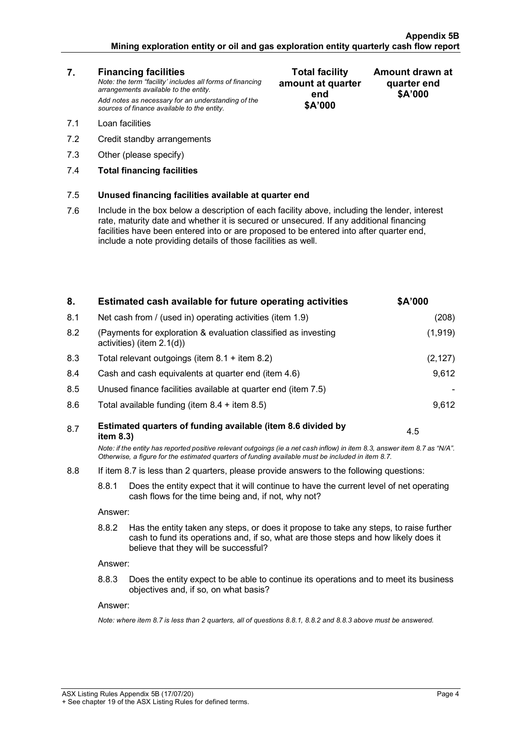| 7. | **Financing facilities** *Note: the term "facility' includes all forms of financing arrangements available to the entity.* *Add notes as necessary for an understanding of the sources of finance available to the entity.* | **Total facility amount at quarter end $A'000** | **Amount drawn at quarter end $A'000** |
|---|---|---|---|
| 7.1 | Loan facilities | | |
| 7.2 | Credit standby arrangements | | |
| 7.3 | Other (please specify) | | |
| 7.4 | **Total financing facilities** | | |

7.5 **Unused financing facilities available at quarter end**

7.6 Include in the box below a description of each facility above, including the lender, interest rate, maturity date and whether it is secured or unsecured. If any additional financing facilities have been entered into or are proposed to be entered into after quarter end, include a note providing details of those facilities as well.

| 8. | **Estimated cash available for future operating activities** | **$A'000** |
|---|---|---|
| 8.1 | Net cash from / (used in) operating activities (item 1.9) | (208) |
| 8.2 | (Payments for exploration & evaluation classified as investing activities) (item 2.1(d)) | (1,919) |
| 8.3 | Total relevant outgoings (item 8.1 + item 8.2) | (2,127) |
| 8.4 | Cash and cash equivalents at quarter end (item 4.6) | 9,612 |
| 8.5 | Unused finance facilities available at quarter end (item 7.5) | - |
| 8.6 | Total available funding (item 8.4 + item 8.5) | 9,612 |
| 8.7 | **Estimated quarters of funding available (item 8.6 divided by item 8.3)** | 4.5 |

*Note: if the entity has reported positive relevant outgoings (ie a net cash inflow) in item 8.3, answer item 8.7 as "N/A". Otherwise, a figure for the estimated quarters of funding available must be included in item 8.7.*

8.8 If item 8.7 is less than 2 quarters, please provide answers to the following questions:

8.8.1 Does the entity expect that it will continue to have the current level of net operating cash flows for the time being and, if not, why not?

Answer:

8.8.2 Has the entity taken any steps, or does it propose to take any steps, to raise further cash to fund its operations and, if so, what are those steps and how likely does it believe that they will be successful?

Answer:

8.8.3 Does the entity expect to be able to continue its operations and to meet its business objectives and, if so, on what basis?

Answer:

*Note: where item 8.7 is less than 2 quarters, all of questions 8.8.1, 8.8.2 and 8.8.3 above must be answered.*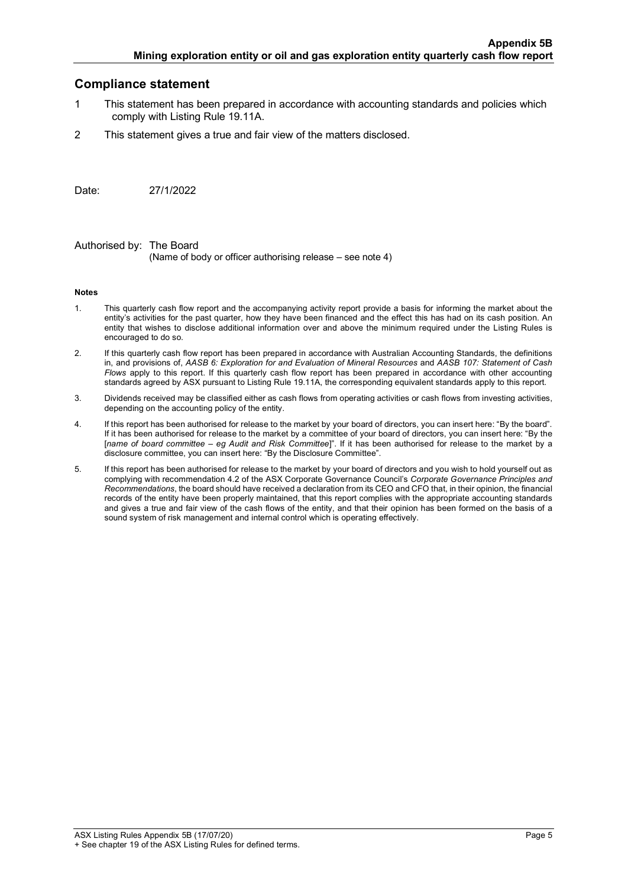## Compliance statement

1. This statement has been prepared in accordance with accounting standards and policies which comply with Listing Rule 19.11A.
2. This statement gives a true and fair view of the matters disclosed.

Date: 27/1/2022

Authorised by: The Board
(Name of body or officer authorising release – see note 4)

**Notes**

1. This quarterly cash flow report and the accompanying activity report provide a basis for informing the market about the entity's activities for the past quarter, how they have been financed and the effect this has had on its cash position. An entity that wishes to disclose additional information over and above the minimum required under the Listing Rules is encouraged to do so.
2. If this quarterly cash flow report has been prepared in accordance with Australian Accounting Standards, the definitions in, and provisions of, *AASB 6: Exploration for and Evaluation of Mineral Resources* and *AASB 107: Statement of Cash Flows* apply to this report. If this quarterly cash flow report has been prepared in accordance with other accounting standards agreed by ASX pursuant to Listing Rule 19.11A, the corresponding equivalent standards apply to this report.
3. Dividends received may be classified either as cash flows from operating activities or cash flows from investing activities, depending on the accounting policy of the entity.
4. If this report has been authorised for release to the market by your board of directors, you can insert here: "By the board". If it has been authorised for release to the market by a committee of your board of directors, you can insert here: "By the [*name of board committee – eg Audit and Risk Committee*]". If it has been authorised for release to the market by a disclosure committee, you can insert here: "By the Disclosure Committee".
5. If this report has been authorised for release to the market by your board of directors and you wish to hold yourself out as complying with recommendation 4.2 of the ASX Corporate Governance Council's *Corporate Governance Principles and Recommendations*, the board should have received a declaration from its CEO and CFO that, in their opinion, the financial records of the entity have been properly maintained, that this report complies with the appropriate accounting standards and gives a true and fair view of the cash flows of the entity, and that their opinion has been formed on the basis of a sound system of risk management and internal control which is operating effectively.